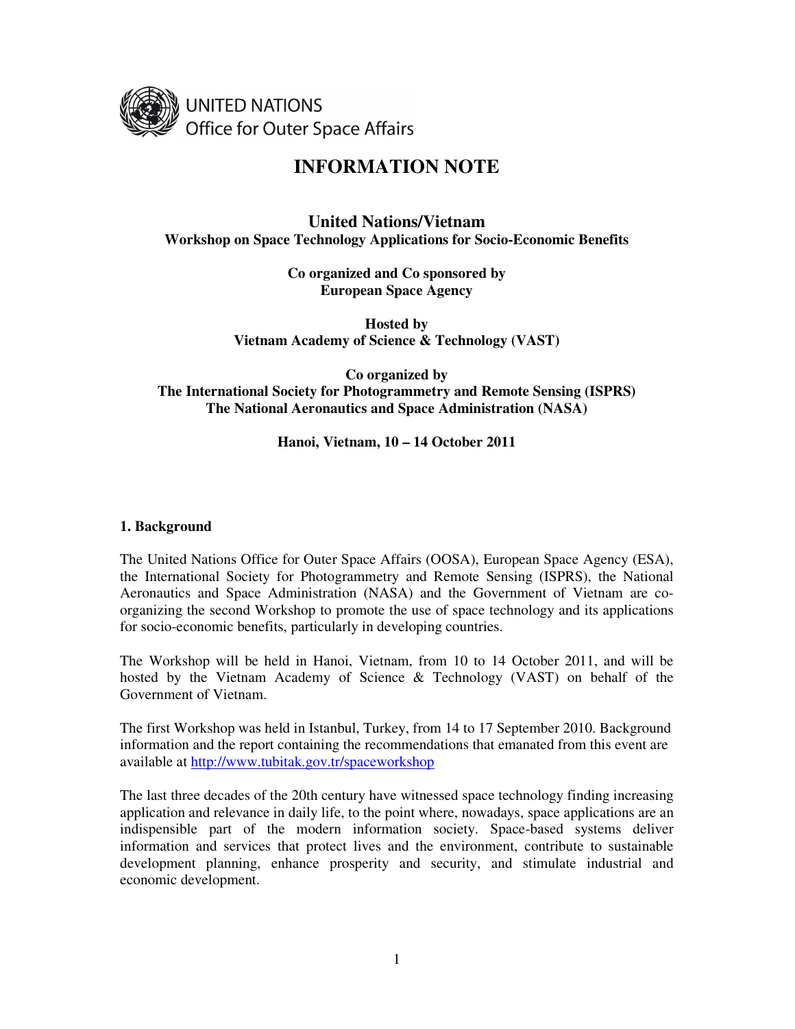UNITED NATIONS
Office for Outer Space Affairs

# INFORMATION NOTE

**United Nations/Vietnam**
**Workshop on Space Technology Applications for Socio-Economic Benefits**

**Co organized and Co sponsored by**
**European Space Agency**

**Hosted by**
**Vietnam Academy of Science & Technology (VAST)**

**Co organized by**
**The International Society for Photogrammetry and Remote Sensing (ISPRS)**
**The National Aeronautics and Space Administration (NASA)**

**Hanoi, Vietnam, 10 – 14 October 2011**

## 1. Background

The United Nations Office for Outer Space Affairs (OOSA), European Space Agency (ESA), the International Society for Photogrammetry and Remote Sensing (ISPRS), the National Aeronautics and Space Administration (NASA) and the Government of Vietnam are co-organizing the second Workshop to promote the use of space technology and its applications for socio-economic benefits, particularly in developing countries.

The Workshop will be held in Hanoi, Vietnam, from 10 to 14 October 2011, and will be hosted by the Vietnam Academy of Science & Technology (VAST) on behalf of the Government of Vietnam.

The first Workshop was held in Istanbul, Turkey, from 14 to 17 September 2010. Background information and the report containing the recommendations that emanated from this event are available at http://www.tubitak.gov.tr/spaceworkshop

The last three decades of the 20th century have witnessed space technology finding increasing application and relevance in daily life, to the point where, nowadays, space applications are an indispensible part of the modern information society. Space-based systems deliver information and services that protect lives and the environment, contribute to sustainable development planning, enhance prosperity and security, and stimulate industrial and economic development.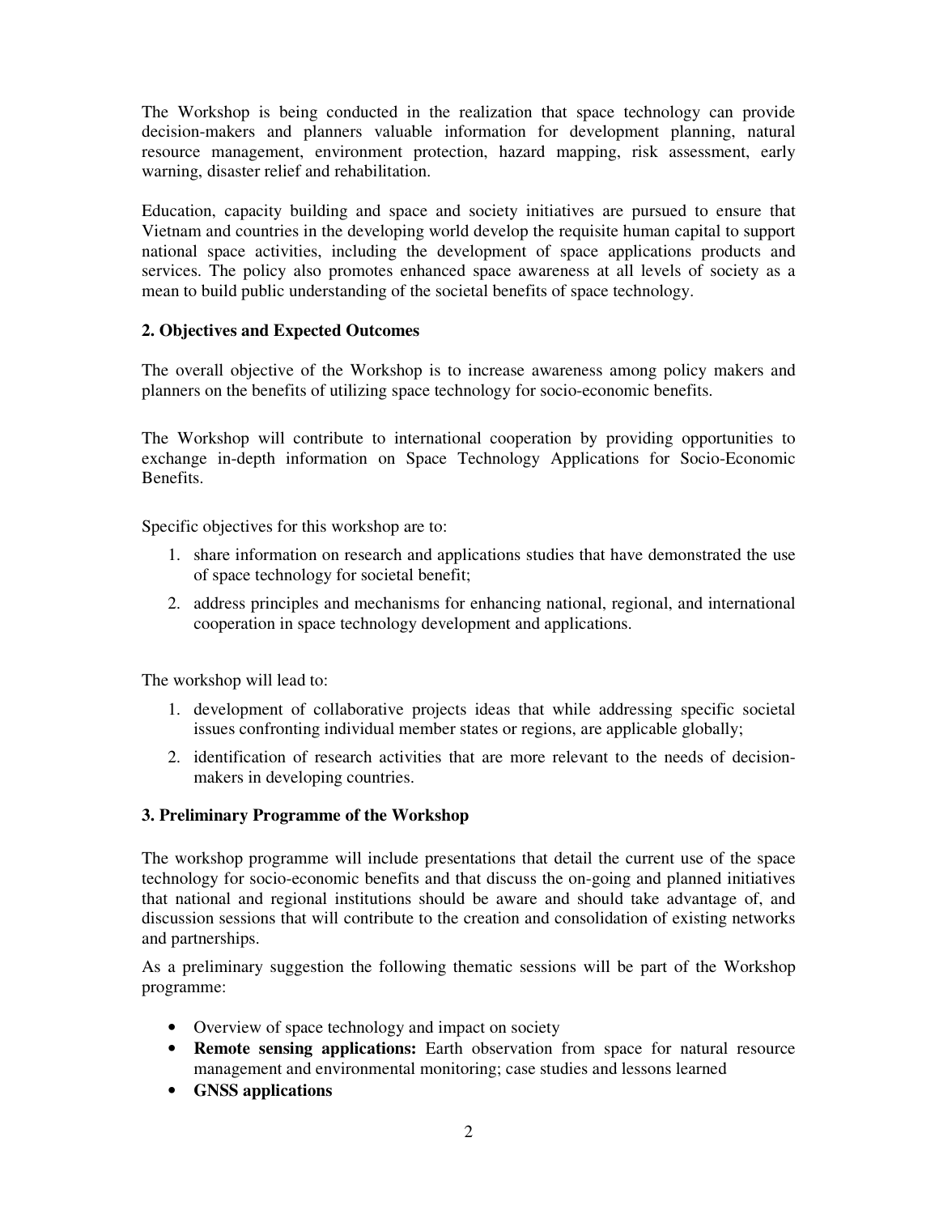The Workshop is being conducted in the realization that space technology can provide decision-makers and planners valuable information for development planning, natural resource management, environment protection, hazard mapping, risk assessment, early warning, disaster relief and rehabilitation.

Education, capacity building and space and society initiatives are pursued to ensure that Vietnam and countries in the developing world develop the requisite human capital to support national space activities, including the development of space applications products and services. The policy also promotes enhanced space awareness at all levels of society as a mean to build public understanding of the societal benefits of space technology.

## 2. Objectives and Expected Outcomes

The overall objective of the Workshop is to increase awareness among policy makers and planners on the benefits of utilizing space technology for socio-economic benefits.

The Workshop will contribute to international cooperation by providing opportunities to exchange in-depth information on Space Technology Applications for Socio-Economic Benefits.

Specific objectives for this workshop are to:

1. share information on research and applications studies that have demonstrated the use of space technology for societal benefit;
2. address principles and mechanisms for enhancing national, regional, and international cooperation in space technology development and applications.

The workshop will lead to:

1. development of collaborative projects ideas that while addressing specific societal issues confronting individual member states or regions, are applicable globally;
2. identification of research activities that are more relevant to the needs of decision-makers in developing countries.

## 3. Preliminary Programme of the Workshop

The workshop programme will include presentations that detail the current use of the space technology for socio-economic benefits and that discuss the on-going and planned initiatives that national and regional institutions should be aware and should take advantage of, and discussion sessions that will contribute to the creation and consolidation of existing networks and partnerships.

As a preliminary suggestion the following thematic sessions will be part of the Workshop programme:

- Overview of space technology and impact on society
- **Remote sensing applications:** Earth observation from space for natural resource management and environmental monitoring; case studies and lessons learned
- **GNSS applications**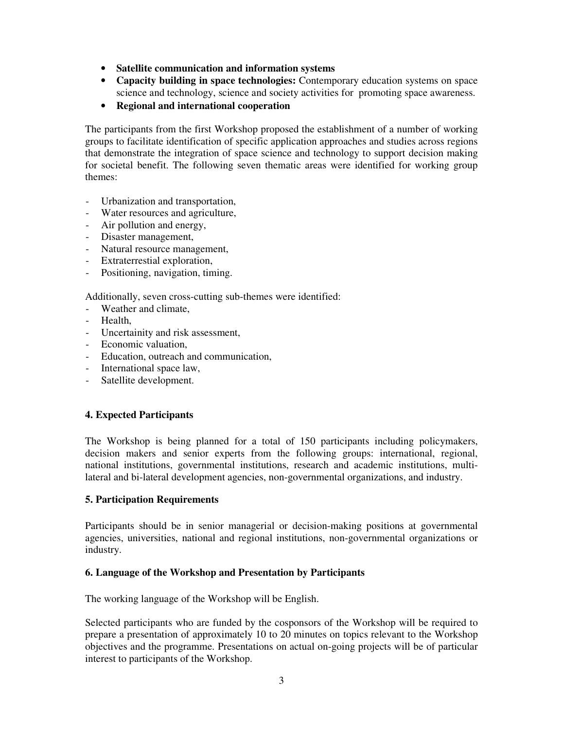- **Satellite communication and information systems**
- **Capacity building in space technologies:** Contemporary education systems on space science and technology, science and society activities for promoting space awareness.
- **Regional and international cooperation**

The participants from the first Workshop proposed the establishment of a number of working groups to facilitate identification of specific application approaches and studies across regions that demonstrate the integration of space science and technology to support decision making for societal benefit. The following seven thematic areas were identified for working group themes:

- Urbanization and transportation,
- Water resources and agriculture,
- Air pollution and energy,
- Disaster management,
- Natural resource management,
- Extraterrestial exploration,
- Positioning, navigation, timing.

Additionally, seven cross-cutting sub-themes were identified:

- Weather and climate,
- Health,
- Uncertainity and risk assessment,
- Economic valuation,
- Education, outreach and communication,
- International space law,
- Satellite development.

## 4. Expected Participants

The Workshop is being planned for a total of 150 participants including policymakers, decision makers and senior experts from the following groups: international, regional, national institutions, governmental institutions, research and academic institutions, multi-lateral and bi-lateral development agencies, non-governmental organizations, and industry.

## 5. Participation Requirements

Participants should be in senior managerial or decision-making positions at governmental agencies, universities, national and regional institutions, non-governmental organizations or industry.

## 6. Language of the Workshop and Presentation by Participants

The working language of the Workshop will be English.

Selected participants who are funded by the cosponsors of the Workshop will be required to prepare a presentation of approximately 10 to 20 minutes on topics relevant to the Workshop objectives and the programme. Presentations on actual on-going projects will be of particular interest to participants of the Workshop.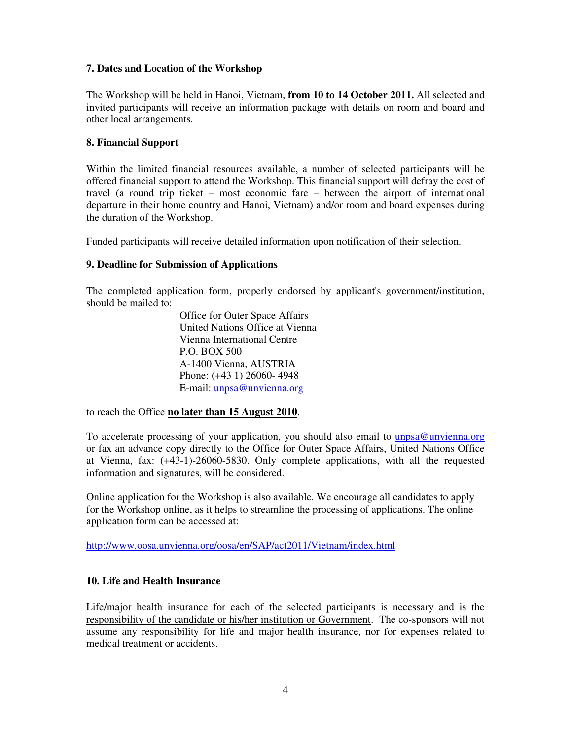### 7. Dates and Location of the Workshop

The Workshop will be held in Hanoi, Vietnam, **from 10 to 14 October 2011.** All selected and invited participants will receive an information package with details on room and board and other local arrangements.

### 8. Financial Support

Within the limited financial resources available, a number of selected participants will be offered financial support to attend the Workshop. This financial support will defray the cost of travel (a round trip ticket – most economic fare – between the airport of international departure in their home country and Hanoi, Vietnam) and/or room and board expenses during the duration of the Workshop.

Funded participants will receive detailed information upon notification of their selection.

### 9. Deadline for Submission of Applications

The completed application form, properly endorsed by applicant's government/institution, should be mailed to:

> Office for Outer Space Affairs
> United Nations Office at Vienna
> Vienna International Centre
> P.O. BOX 500
> A-1400 Vienna, AUSTRIA
> Phone: (+43 1) 26060- 4948
> E-mail: unpsa@unvienna.org

to reach the Office **no later than 15 August 2010**.

To accelerate processing of your application, you should also email to unpsa@unvienna.org or fax an advance copy directly to the Office for Outer Space Affairs, United Nations Office at Vienna, fax: (+43-1)-26060-5830. Only complete applications, with all the requested information and signatures, will be considered.

Online application for the Workshop is also available. We encourage all candidates to apply for the Workshop online, as it helps to streamline the processing of applications. The online application form can be accessed at:

http://www.oosa.unvienna.org/oosa/en/SAP/act2011/Vietnam/index.html

### 10. Life and Health Insurance

Life/major health insurance for each of the selected participants is necessary and is the responsibility of the candidate or his/her institution or Government. The co-sponsors will not assume any responsibility for life and major health insurance, nor for expenses related to medical treatment or accidents.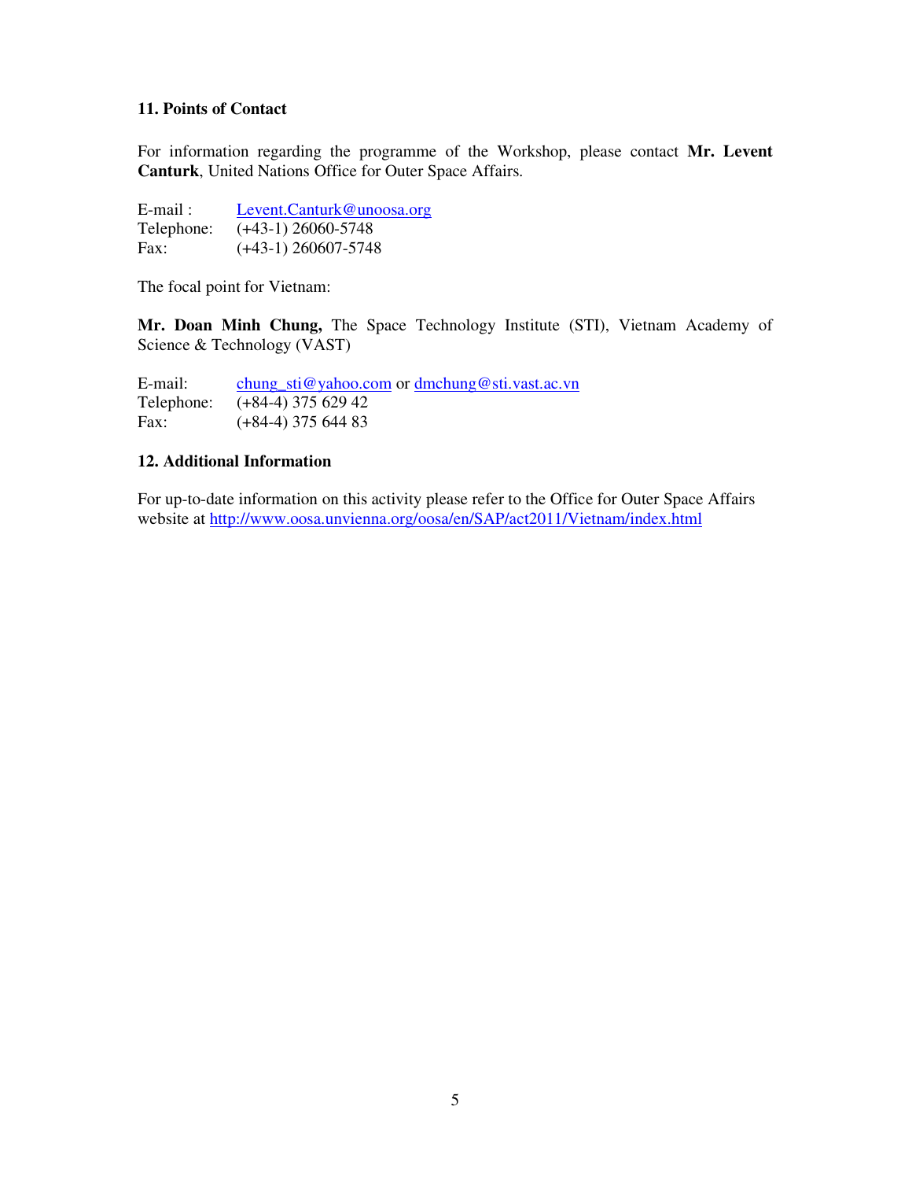## 11. Points of Contact

For information regarding the programme of the Workshop, please contact **Mr. Levent Canturk**, United Nations Office for Outer Space Affairs.

E-mail : Levent.Canturk@unoosa.org
Telephone: (+43-1) 26060-5748
Fax: (+43-1) 260607-5748

The focal point for Vietnam:

**Mr. Doan Minh Chung,** The Space Technology Institute (STI), Vietnam Academy of Science & Technology (VAST)

E-mail: chung_sti@yahoo.com or dmchung@sti.vast.ac.vn
Telephone: (+84-4) 375 629 42
Fax: (+84-4) 375 644 83

## 12. Additional Information

For up-to-date information on this activity please refer to the Office for Outer Space Affairs website at http://www.oosa.unvienna.org/oosa/en/SAP/act2011/Vietnam/index.html